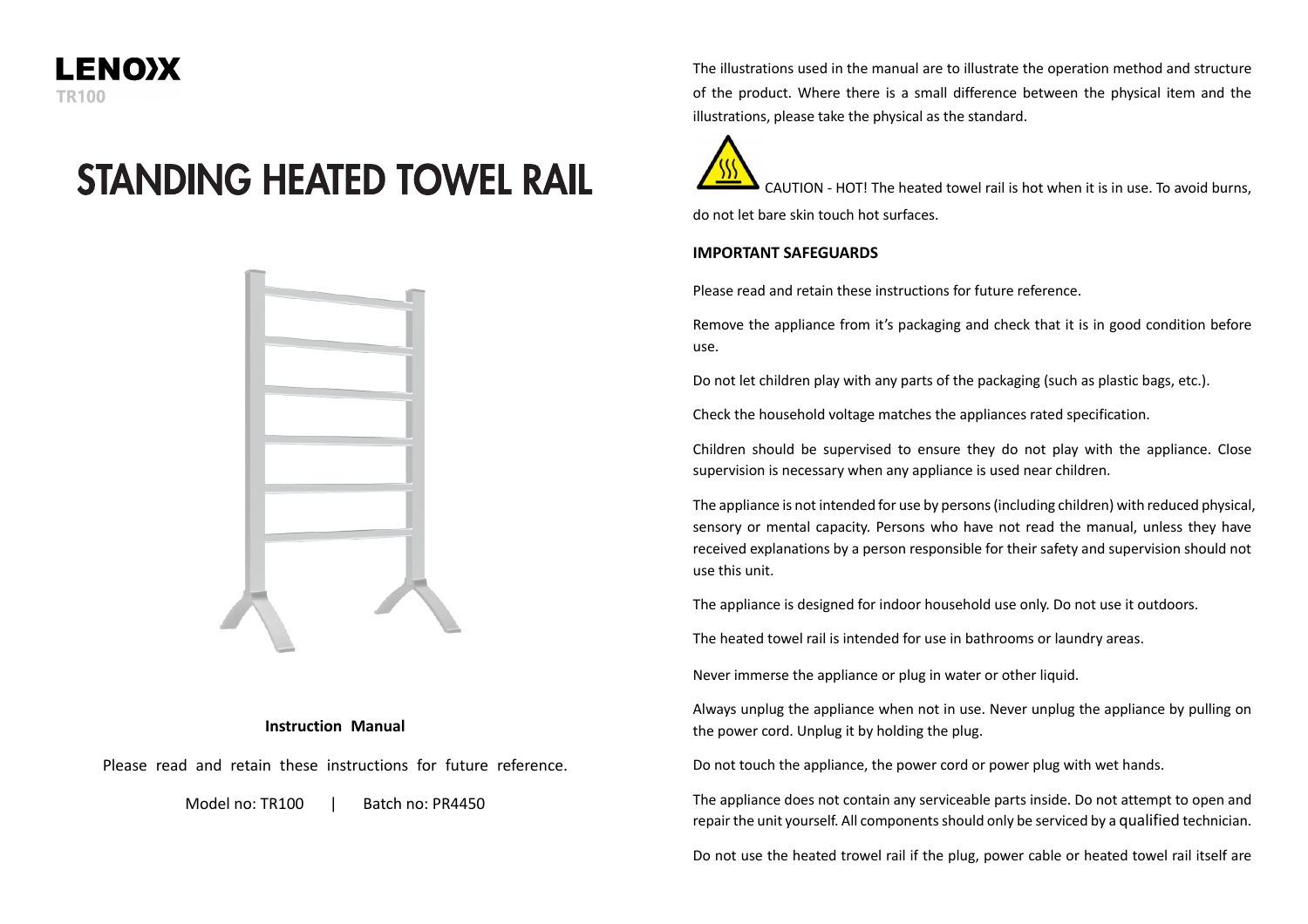LENOXX

TR100

# STANDING HEATED TOWEL RAIL

**Instruction Manual**

Please read and retain these instructions for future reference.

Model no: TR100 | Batch no: PR4450

The illustrations used in the manual are to illustrate the operation method and structure of the product. Where there is a small difference between the physical item and the illustrations, please take the physical as the standard.

CAUTION - HOT! The heated towel rail is hot when it is in use. To avoid burns, do not let bare skin touch hot surfaces.

**IMPORTANT SAFEGUARDS**

Please read and retain these instructions for future reference.

Remove the appliance from it's packaging and check that it is in good condition before use.

Do not let children play with any parts of the packaging (such as plastic bags, etc.).

Check the household voltage matches the appliances rated specification.

Children should be supervised to ensure they do not play with the appliance. Close supervision is necessary when any appliance is used near children.

The appliance is not intended for use by persons (including children) with reduced physical, sensory or mental capacity. Persons who have not read the manual, unless they have received explanations by a person responsible for their safety and supervision should not use this unit.

The appliance is designed for indoor household use only. Do not use it outdoors.

The heated towel rail is intended for use in bathrooms or laundry areas.

Never immerse the appliance or plug in water or other liquid.

Always unplug the appliance when not in use. Never unplug the appliance by pulling on the power cord. Unplug it by holding the plug.

Do not touch the appliance, the power cord or power plug with wet hands.

The appliance does not contain any serviceable parts inside. Do not attempt to open and repair the unit yourself. All components should only be serviced by a qualified technician.

Do not use the heated trowel rail if the plug, power cable or heated towel rail itself are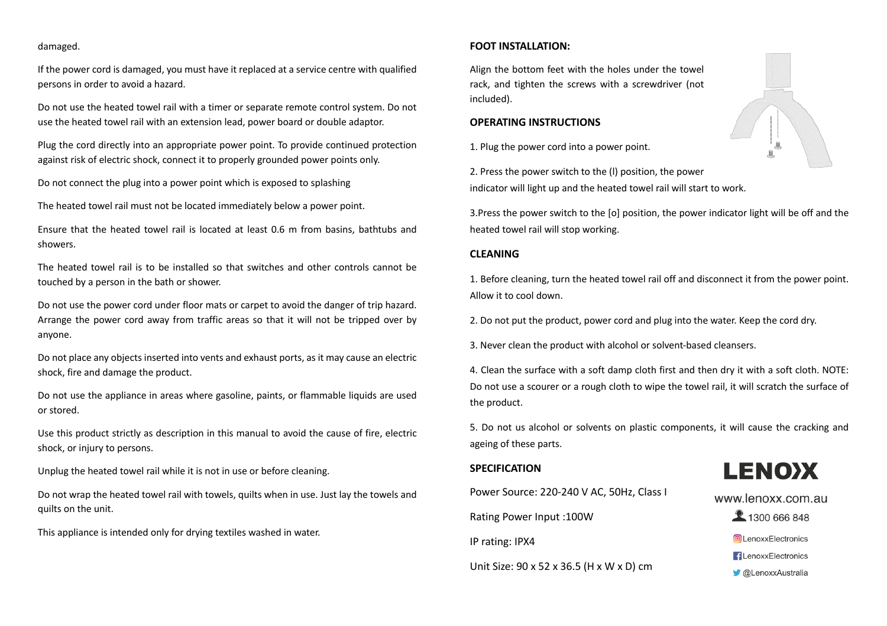damaged.

If the power cord is damaged, you must have it replaced at a service centre with qualified persons in order to avoid a hazard.

Do not use the heated towel rail with a timer or separate remote control system. Do not use the heated towel rail with an extension lead, power board or double adaptor.

Plug the cord directly into an appropriate power point. To provide continued protection against risk of electric shock, connect it to properly grounded power points only.

Do not connect the plug into a power point which is exposed to splashing

The heated towel rail must not be located immediately below a power point.

Ensure that the heated towel rail is located at least 0.6 m from basins, bathtubs and showers.

The heated towel rail is to be installed so that switches and other controls cannot be touched by a person in the bath or shower.

Do not use the power cord under floor mats or carpet to avoid the danger of trip hazard. Arrange the power cord away from traffic areas so that it will not be tripped over by anyone.

Do not place any objects inserted into vents and exhaust ports, as it may cause an electric shock, fire and damage the product.

Do not use the appliance in areas where gasoline, paints, or flammable liquids are used or stored.

Use this product strictly as description in this manual to avoid the cause of fire, electric shock, or injury to persons.

Unplug the heated towel rail while it is not in use or before cleaning.

Do not wrap the heated towel rail with towels, quilts when in use. Just lay the towels and quilts on the unit.

This appliance is intended only for drying textiles washed in water.

**FOOT INSTALLATION:**

Align the bottom feet with the holes under the towel rack, and tighten the screws with a screwdriver (not included).

**OPERATING INSTRUCTIONS**

1. Plug the power cord into a power point.

2. Press the power switch to the (l) position, the power indicator will light up and the heated towel rail will start to work.

3.Press the power switch to the [o] position, the power indicator light will be off and the heated towel rail will stop working.

**CLEANING**

1. Before cleaning, turn the heated towel rail off and disconnect it from the power point. Allow it to cool down.

2. Do not put the product, power cord and plug into the water. Keep the cord dry.

3. Never clean the product with alcohol or solvent-based cleansers.

4. Clean the surface with a soft damp cloth first and then dry it with a soft cloth. NOTE: Do not use a scourer or a rough cloth to wipe the towel rail, it will scratch the surface of the product.

5. Do not us alcohol or solvents on plastic components, it will cause the cracking and ageing of these parts.

**SPECIFICATION**

Power Source: 220-240 V AC, 50Hz, Class I

Rating Power Input :100W

IP rating: IPX4

Unit Size: 90 x 52 x 36.5 (H x W x D) cm

LENOXX

www.lenoxx.com.au

1300 666 848

LenoxxElectronics

LenoxxElectronics

@LenoxxAustralia